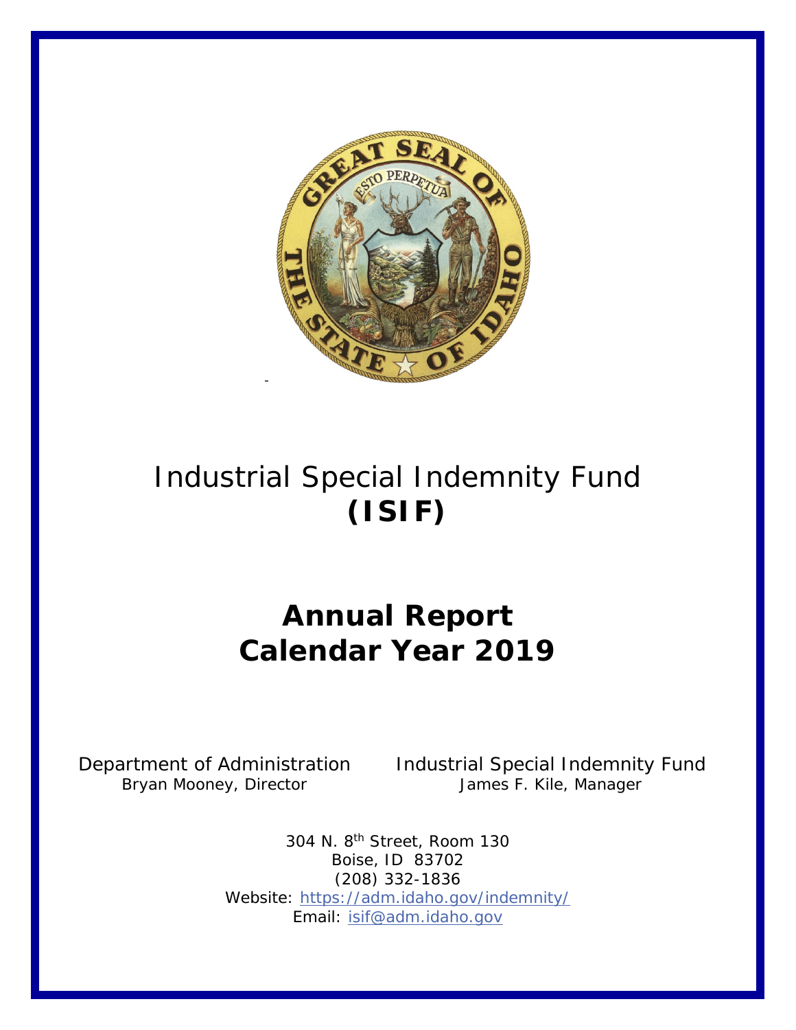# Industrial Special Indemnity Fund **(ISIF)**

## Annual Report
## Calendar Year 2019

Department of Administration
Bryan Mooney, Director

Industrial Special Indemnity Fund
James F. Kile, Manager

304 N. 8th Street, Room 130
Boise, ID 83702
(208) 332-1836
Website: https://adm.idaho.gov/indemnity/
Email: isif@adm.idaho.gov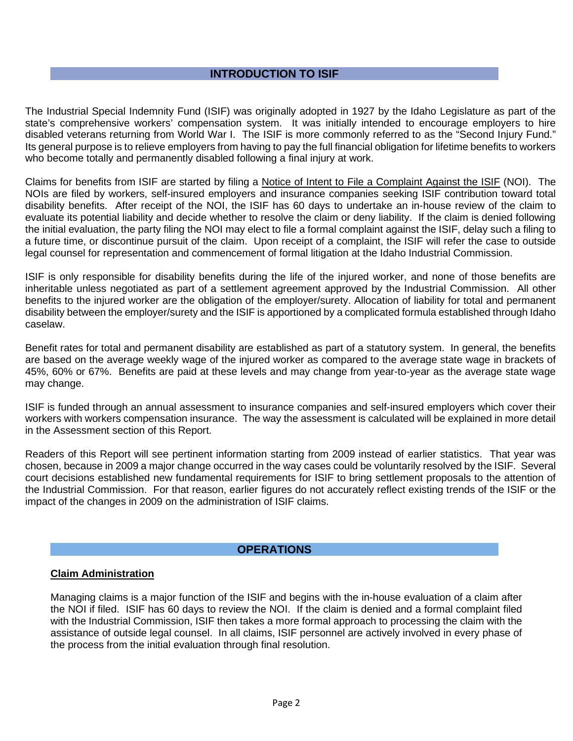## INTRODUCTION TO ISIF

The Industrial Special Indemnity Fund (ISIF) was originally adopted in 1927 by the Idaho Legislature as part of the state's comprehensive workers' compensation system. It was initially intended to encourage employers to hire disabled veterans returning from World War I. The ISIF is more commonly referred to as the "Second Injury Fund." Its general purpose is to relieve employers from having to pay the full financial obligation for lifetime benefits to workers who become totally and permanently disabled following a final injury at work.

Claims for benefits from ISIF are started by filing a Notice of Intent to File a Complaint Against the ISIF (NOI). The NOIs are filed by workers, self-insured employers and insurance companies seeking ISIF contribution toward total disability benefits. After receipt of the NOI, the ISIF has 60 days to undertake an in-house review of the claim to evaluate its potential liability and decide whether to resolve the claim or deny liability. If the claim is denied following the initial evaluation, the party filing the NOI may elect to file a formal complaint against the ISIF, delay such a filing to a future time, or discontinue pursuit of the claim. Upon receipt of a complaint, the ISIF will refer the case to outside legal counsel for representation and commencement of formal litigation at the Idaho Industrial Commission.

ISIF is only responsible for disability benefits during the life of the injured worker, and none of those benefits are inheritable unless negotiated as part of a settlement agreement approved by the Industrial Commission. All other benefits to the injured worker are the obligation of the employer/surety. Allocation of liability for total and permanent disability between the employer/surety and the ISIF is apportioned by a complicated formula established through Idaho caselaw.

Benefit rates for total and permanent disability are established as part of a statutory system. In general, the benefits are based on the average weekly wage of the injured worker as compared to the average state wage in brackets of 45%, 60% or 67%. Benefits are paid at these levels and may change from year-to-year as the average state wage may change.

ISIF is funded through an annual assessment to insurance companies and self-insured employers which cover their workers with workers compensation insurance. The way the assessment is calculated will be explained in more detail in the Assessment section of this Report.

Readers of this Report will see pertinent information starting from 2009 instead of earlier statistics. That year was chosen, because in 2009 a major change occurred in the way cases could be voluntarily resolved by the ISIF. Several court decisions established new fundamental requirements for ISIF to bring settlement proposals to the attention of the Industrial Commission. For that reason, earlier figures do not accurately reflect existing trends of the ISIF or the impact of the changes in 2009 on the administration of ISIF claims.

## OPERATIONS

### Claim Administration

Managing claims is a major function of the ISIF and begins with the in-house evaluation of a claim after the NOI if filed. ISIF has 60 days to review the NOI. If the claim is denied and a formal complaint filed with the Industrial Commission, ISIF then takes a more formal approach to processing the claim with the assistance of outside legal counsel. In all claims, ISIF personnel are actively involved in every phase of the process from the initial evaluation through final resolution.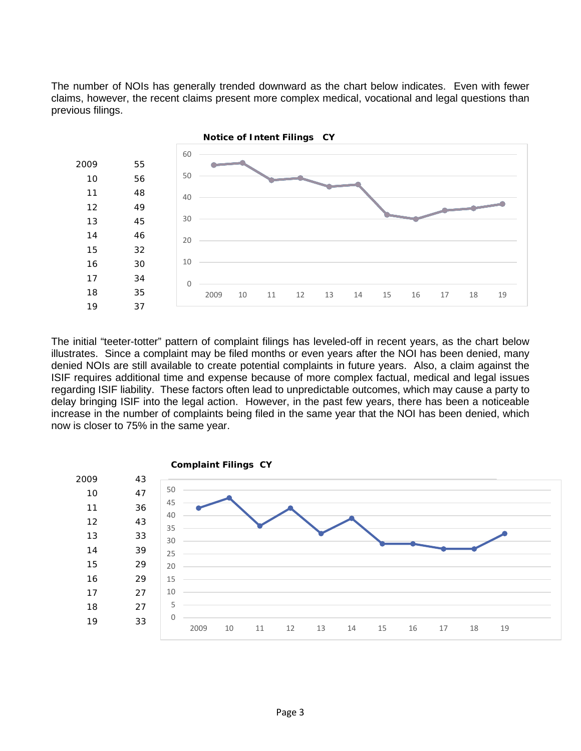The number of NOIs has generally trended downward as the chart below indicates. Even with fewer claims, however, the recent claims present more complex medical, vocational and legal questions than previous filings.

**Notice of Intent Filings CY**

| Year | Filings |
|---|---|
| 2009 | 55 |
| 10 | 56 |
| 11 | 48 |
| 12 | 49 |
| 13 | 45 |
| 14 | 46 |
| 15 | 32 |
| 16 | 30 |
| 17 | 34 |
| 18 | 35 |
| 19 | 37 |

The initial "teeter-totter" pattern of complaint filings has leveled-off in recent years, as the chart below illustrates. Since a complaint may be filed months or even years after the NOI has been denied, many denied NOIs are still available to create potential complaints in future years. Also, a claim against the ISIF requires additional time and expense because of more complex factual, medical and legal issues regarding ISIF liability. These factors often lead to unpredictable outcomes, which may cause a party to delay bringing ISIF into the legal action. However, in the past few years, there has been a noticeable increase in the number of complaints being filed in the same year that the NOI has been denied, which now is closer to 75% in the same year.

**Complaint Filings CY**

| Year | Filings |
|---|---|
| 2009 | 43 |
| 10 | 47 |
| 11 | 36 |
| 12 | 43 |
| 13 | 33 |
| 14 | 39 |
| 15 | 29 |
| 16 | 29 |
| 17 | 27 |
| 18 | 27 |
| 19 | 33 |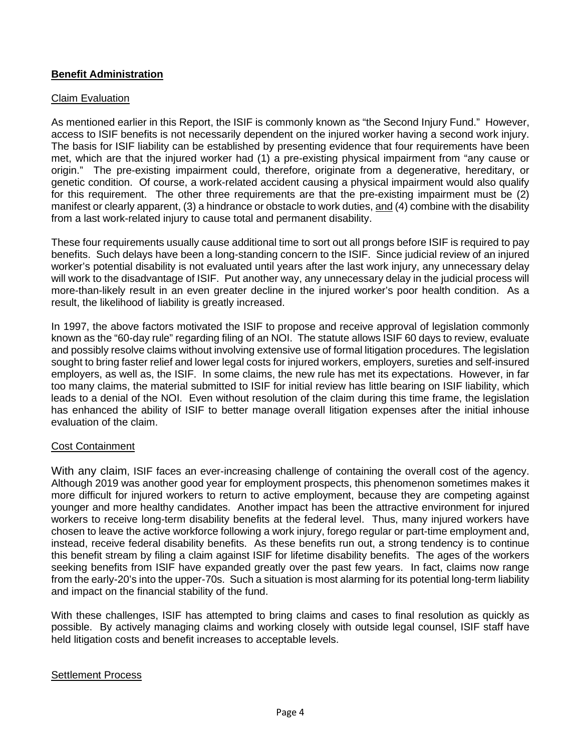## **Benefit Administration**

Claim Evaluation

As mentioned earlier in this Report, the ISIF is commonly known as "the Second Injury Fund." However, access to ISIF benefits is not necessarily dependent on the injured worker having a second work injury. The basis for ISIF liability can be established by presenting evidence that four requirements have been met, which are that the injured worker had (1) a pre-existing physical impairment from "any cause or origin." The pre-existing impairment could, therefore, originate from a degenerative, hereditary, or genetic condition. Of course, a work-related accident causing a physical impairment would also qualify for this requirement. The other three requirements are that the pre-existing impairment must be (2) manifest or clearly apparent, (3) a hindrance or obstacle to work duties, and (4) combine with the disability from a last work-related injury to cause total and permanent disability.

These four requirements usually cause additional time to sort out all prongs before ISIF is required to pay benefits. Such delays have been a long-standing concern to the ISIF. Since judicial review of an injured worker's potential disability is not evaluated until years after the last work injury, any unnecessary delay will work to the disadvantage of ISIF. Put another way, any unnecessary delay in the judicial process will more-than-likely result in an even greater decline in the injured worker's poor health condition. As a result, the likelihood of liability is greatly increased.

In 1997, the above factors motivated the ISIF to propose and receive approval of legislation commonly known as the "60-day rule" regarding filing of an NOI. The statute allows ISIF 60 days to review, evaluate and possibly resolve claims without involving extensive use of formal litigation procedures. The legislation sought to bring faster relief and lower legal costs for injured workers, employers, sureties and self-insured employers, as well as, the ISIF. In some claims, the new rule has met its expectations. However, in far too many claims, the material submitted to ISIF for initial review has little bearing on ISIF liability, which leads to a denial of the NOI. Even without resolution of the claim during this time frame, the legislation has enhanced the ability of ISIF to better manage overall litigation expenses after the initial inhouse evaluation of the claim.

Cost Containment

With any claim, ISIF faces an ever-increasing challenge of containing the overall cost of the agency. Although 2019 was another good year for employment prospects, this phenomenon sometimes makes it more difficult for injured workers to return to active employment, because they are competing against younger and more healthy candidates. Another impact has been the attractive environment for injured workers to receive long-term disability benefits at the federal level. Thus, many injured workers have chosen to leave the active workforce following a work injury, forego regular or part-time employment and, instead, receive federal disability benefits. As these benefits run out, a strong tendency is to continue this benefit stream by filing a claim against ISIF for lifetime disability benefits. The ages of the workers seeking benefits from ISIF have expanded greatly over the past few years. In fact, claims now range from the early-20's into the upper-70s. Such a situation is most alarming for its potential long-term liability and impact on the financial stability of the fund.

With these challenges, ISIF has attempted to bring claims and cases to final resolution as quickly as possible. By actively managing claims and working closely with outside legal counsel, ISIF staff have held litigation costs and benefit increases to acceptable levels.

Settlement Process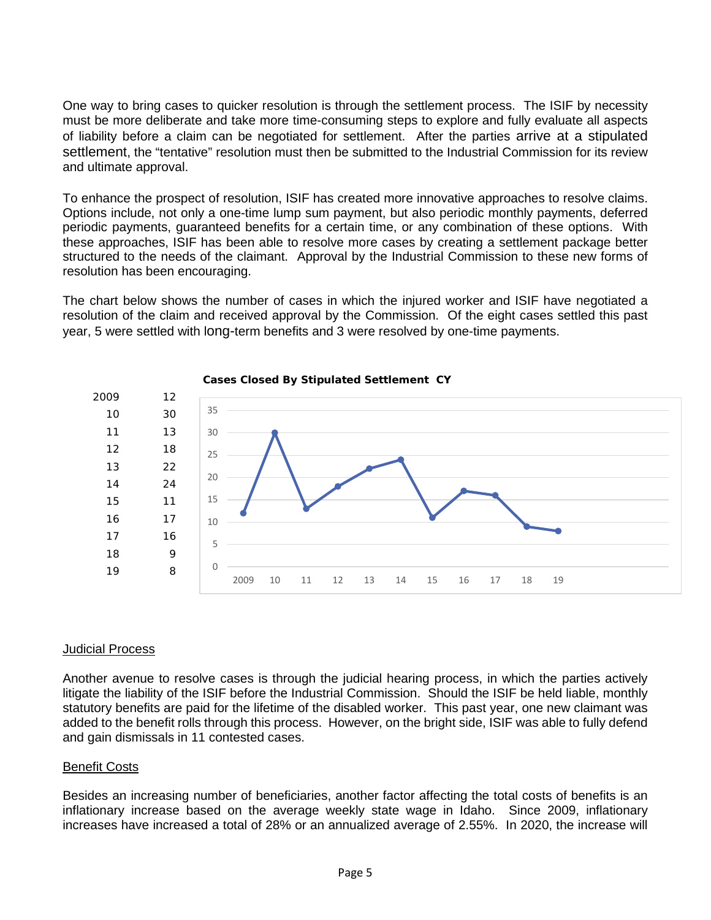One way to bring cases to quicker resolution is through the settlement process. The ISIF by necessity must be more deliberate and take more time-consuming steps to explore and fully evaluate all aspects of liability before a claim can be negotiated for settlement. After the parties arrive at a stipulated settlement, the "tentative" resolution must then be submitted to the Industrial Commission for its review and ultimate approval.

To enhance the prospect of resolution, ISIF has created more innovative approaches to resolve claims. Options include, not only a one-time lump sum payment, but also periodic monthly payments, deferred periodic payments, guaranteed benefits for a certain time, or any combination of these options. With these approaches, ISIF has been able to resolve more cases by creating a settlement package better structured to the needs of the claimant. Approval by the Industrial Commission to these new forms of resolution has been encouraging.

The chart below shows the number of cases in which the injured worker and ISIF have negotiated a resolution of the claim and received approval by the Commission. Of the eight cases settled this past year, 5 were settled with long-term benefits and 3 were resolved by one-time payments.

**Cases Closed By Stipulated Settlement CY**

| Year | Cases |
|---|---|
| 2009 | 12 |
| 10 | 30 |
| 11 | 13 |
| 12 | 18 |
| 13 | 22 |
| 14 | 24 |
| 15 | 11 |
| 16 | 17 |
| 17 | 16 |
| 18 | 9 |
| 19 | 8 |

## Judicial Process

Another avenue to resolve cases is through the judicial hearing process, in which the parties actively litigate the liability of the ISIF before the Industrial Commission. Should the ISIF be held liable, monthly statutory benefits are paid for the lifetime of the disabled worker. This past year, one new claimant was added to the benefit rolls through this process. However, on the bright side, ISIF was able to fully defend and gain dismissals in 11 contested cases.

## Benefit Costs

Besides an increasing number of beneficiaries, another factor affecting the total costs of benefits is an inflationary increase based on the average weekly state wage in Idaho. Since 2009, inflationary increases have increased a total of 28% or an annualized average of 2.55%. In 2020, the increase will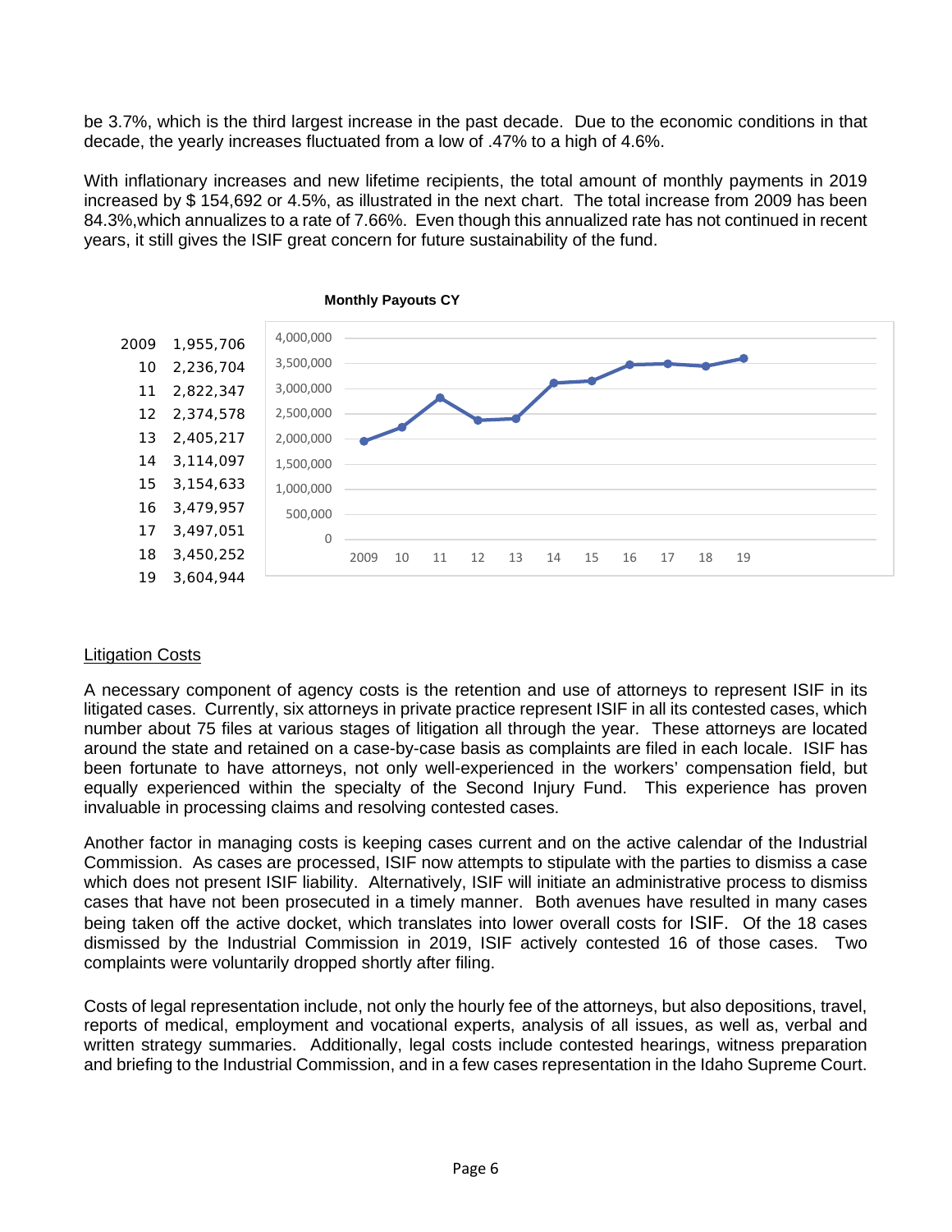be 3.7%, which is the third largest increase in the past decade. Due to the economic conditions in that decade, the yearly increases fluctuated from a low of .47% to a high of 4.6%.

With inflationary increases and new lifetime recipients, the total amount of monthly payments in 2019 increased by $ 154,692 or 4.5%, as illustrated in the next chart. The total increase from 2009 has been 84.3%,which annualizes to a rate of 7.66%. Even though this annualized rate has not continued in recent years, it still gives the ISIF great concern for future sustainability of the fund.

**Monthly Payouts CY**

| Year | Amount |
|---|---|
| 2009 | 1,955,706 |
| 10 | 2,236,704 |
| 11 | 2,822,347 |
| 12 | 2,374,578 |
| 13 | 2,405,217 |
| 14 | 3,114,097 |
| 15 | 3,154,633 |
| 16 | 3,479,957 |
| 17 | 3,497,051 |
| 18 | 3,450,252 |
| 19 | 3,604,944 |

## Litigation Costs

A necessary component of agency costs is the retention and use of attorneys to represent ISIF in its litigated cases. Currently, six attorneys in private practice represent ISIF in all its contested cases, which number about 75 files at various stages of litigation all through the year. These attorneys are located around the state and retained on a case-by-case basis as complaints are filed in each locale. ISIF has been fortunate to have attorneys, not only well-experienced in the workers' compensation field, but equally experienced within the specialty of the Second Injury Fund. This experience has proven invaluable in processing claims and resolving contested cases.

Another factor in managing costs is keeping cases current and on the active calendar of the Industrial Commission. As cases are processed, ISIF now attempts to stipulate with the parties to dismiss a case which does not present ISIF liability. Alternatively, ISIF will initiate an administrative process to dismiss cases that have not been prosecuted in a timely manner. Both avenues have resulted in many cases being taken off the active docket, which translates into lower overall costs for ISIF. Of the 18 cases dismissed by the Industrial Commission in 2019, ISIF actively contested 16 of those cases. Two complaints were voluntarily dropped shortly after filing.

Costs of legal representation include, not only the hourly fee of the attorneys, but also depositions, travel, reports of medical, employment and vocational experts, analysis of all issues, as well as, verbal and written strategy summaries. Additionally, legal costs include contested hearings, witness preparation and briefing to the Industrial Commission, and in a few cases representation in the Idaho Supreme Court.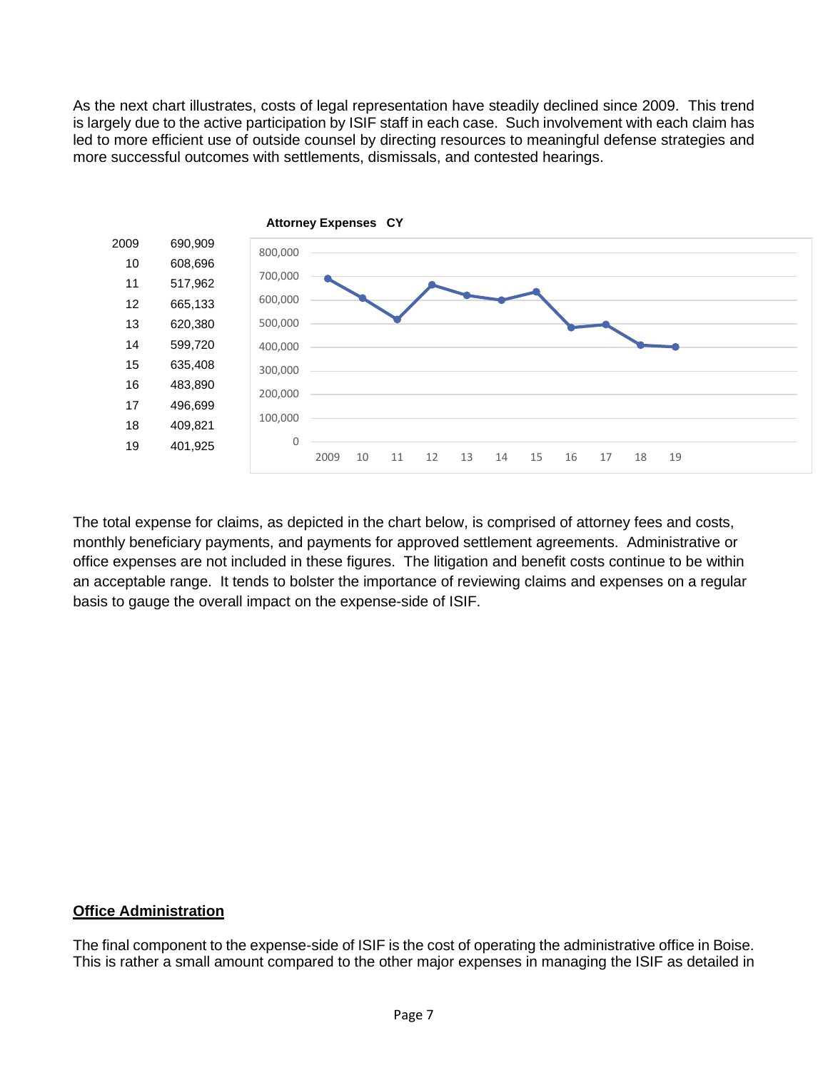As the next chart illustrates, costs of legal representation have steadily declined since 2009. This trend is largely due to the active participation by ISIF staff in each case. Such involvement with each claim has led to more efficient use of outside counsel by directing resources to meaningful defense strategies and more successful outcomes with settlements, dismissals, and contested hearings.

| | |
|---|---|
| 2009 | 690,909 |
| 10 | 608,696 |
| 11 | 517,962 |
| 12 | 665,133 |
| 13 | 620,380 |
| 14 | 599,720 |
| 15 | 635,408 |
| 16 | 483,890 |
| 17 | 496,699 |
| 18 | 409,821 |
| 19 | 401,925 |

**Attorney Expenses CY**

The total expense for claims, as depicted in the chart below, is comprised of attorney fees and costs, monthly beneficiary payments, and payments for approved settlement agreements. Administrative or office expenses are not included in these figures. The litigation and benefit costs continue to be within an acceptable range. It tends to bolster the importance of reviewing claims and expenses on a regular basis to gauge the overall impact on the expense-side of ISIF.

**Office Administration**

The final component to the expense-side of ISIF is the cost of operating the administrative office in Boise. This is rather a small amount compared to the other major expenses in managing the ISIF as detailed in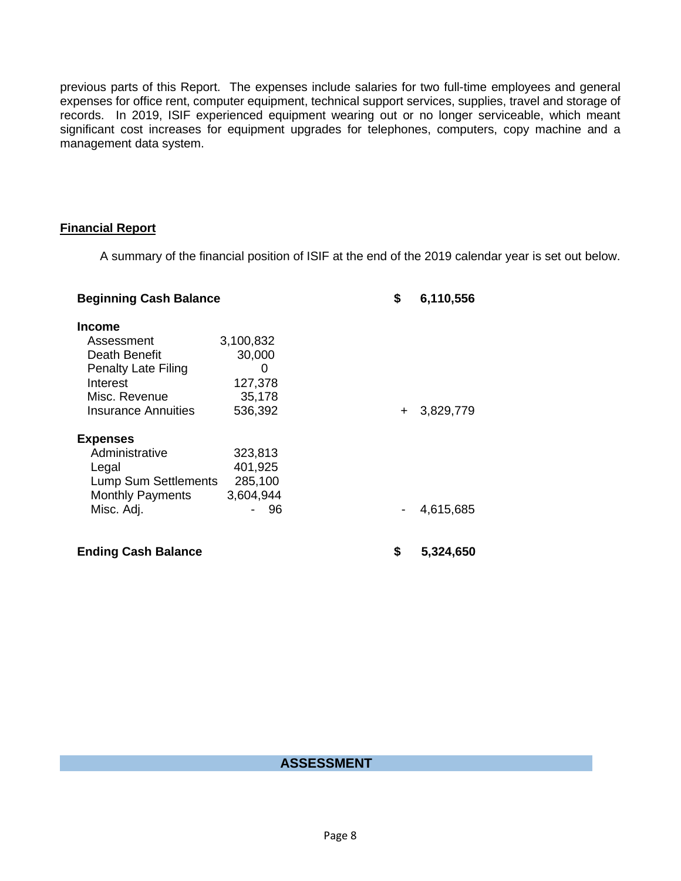previous parts of this Report. The expenses include salaries for two full-time employees and general expenses for office rent, computer equipment, technical support services, supplies, travel and storage of records. In 2019, ISIF experienced equipment wearing out or no longer serviceable, which meant significant cost increases for equipment upgrades for telephones, computers, copy machine and a management data system.

**Financial Report**

A summary of the financial position of ISIF at the end of the 2019 calendar year is set out below.

| | | | |
|---|---|---|---|
| **Beginning Cash Balance** | | $ | **6,110,556** |
| **Income** | | | |
| Assessment | 3,100,832 | | |
| Death Benefit | 30,000 | | |
| Penalty Late Filing | 0 | | |
| Interest | 127,378 | | |
| Misc. Revenue | 35,178 | | |
| Insurance Annuities | 536,392 | + | 3,829,779 |
| **Expenses** | | | |
| Administrative | 323,813 | | |
| Legal | 401,925 | | |
| Lump Sum Settlements | 285,100 | | |
| Monthly Payments | 3,604,944 | | |
| Misc. Adj. | - 96 | - | 4,615,685 |
| **Ending Cash Balance** | | $ | **5,324,650** |

## ASSESSMENT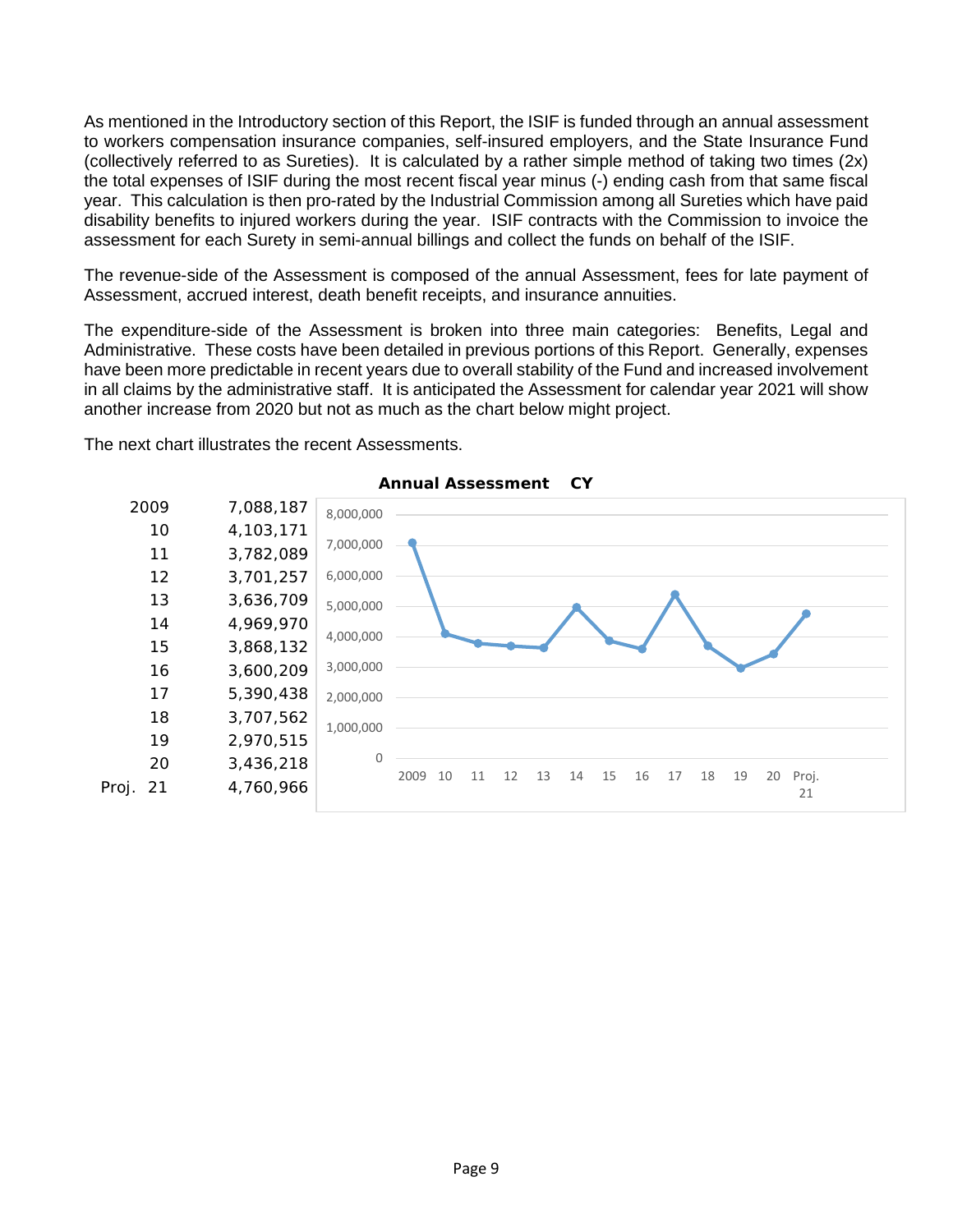As mentioned in the Introductory section of this Report, the ISIF is funded through an annual assessment to workers compensation insurance companies, self-insured employers, and the State Insurance Fund (collectively referred to as Sureties). It is calculated by a rather simple method of taking two times (2x) the total expenses of ISIF during the most recent fiscal year minus (-) ending cash from that same fiscal year. This calculation is then pro-rated by the Industrial Commission among all Sureties which have paid disability benefits to injured workers during the year. ISIF contracts with the Commission to invoice the assessment for each Surety in semi-annual billings and collect the funds on behalf of the ISIF.

The revenue-side of the Assessment is composed of the annual Assessment, fees for late payment of Assessment, accrued interest, death benefit receipts, and insurance annuities.

The expenditure-side of the Assessment is broken into three main categories: Benefits, Legal and Administrative. These costs have been detailed in previous portions of this Report. Generally, expenses have been more predictable in recent years due to overall stability of the Fund and increased involvement in all claims by the administrative staff. It is anticipated the Assessment for calendar year 2021 will show another increase from 2020 but not as much as the chart below might project.

The next chart illustrates the recent Assessments.

| | |
|---|---|
| 2009 | 7,088,187 |
| 10 | 4,103,171 |
| 11 | 3,782,089 |
| 12 | 3,701,257 |
| 13 | 3,636,709 |
| 14 | 4,969,970 |
| 15 | 3,868,132 |
| 16 | 3,600,209 |
| 17 | 5,390,438 |
| 18 | 3,707,562 |
| 19 | 2,970,515 |
| 20 | 3,436,218 |
| Proj. 21 | 4,760,966 |

**Annual Assessment CY**

8,000,000
7,000,000
6,000,000
5,000,000
4,000,000
3,000,000
2,000,000
1,000,000
0

2009 10 11 12 13 14 15 16 17 18 19 20 Proj. 21